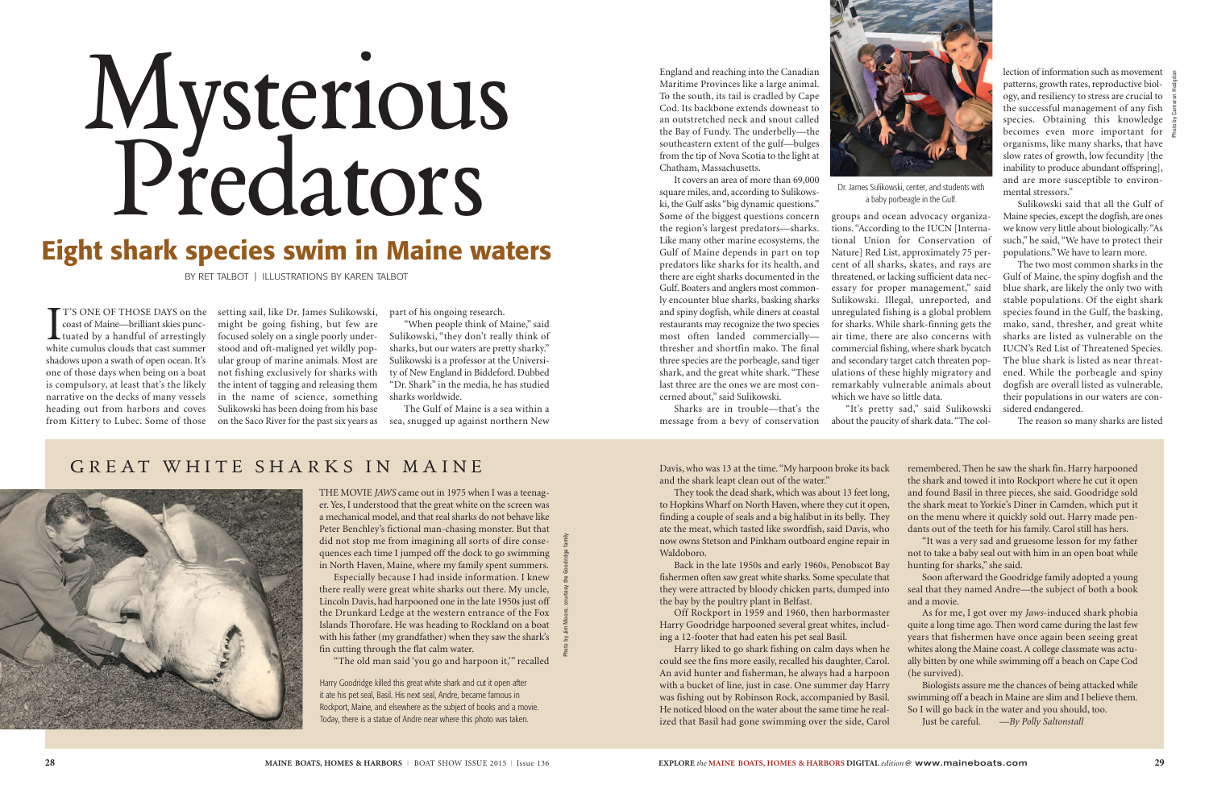# Mysterious Predators

## Eight shark species swim in Maine waters

BY RET TALBOT | ILLUSTRATIONS BY KAREN TALBOT

It's one of those days on the coast of Maine—brilliant skies punctuated by a handful of arrestingly white cumulus clouds that cast summer shadows upon a swath of open ocean. It's one of those days when being on a boat is compulsory, at least that's the likely narrative on the decks of many vessels heading out from harbors and coves from Kittery to Lubec. Some of those setting sail, like Dr. James Sulikowski, might be going fishing, but few are focused solely on a single poorly understood and oft-maligned yet wildly popular group of marine animals. Most are not fishing exclusively for sharks with the intent of tagging and releasing them in the name of science, something Sulikowski has been doing from his base on the Saco River for the past six years as part of his ongoing research.

"When people think of Maine," said Sulikowski, "they don't really think of sharks, but our waters are pretty sharky." Sulikowski is a professor at the University of New England in Biddeford. Dubbed "Dr. Shark" in the media, he has studied sharks worldwide.

The Gulf of Maine is a sea within a sea, snugged up against northern New England and reaching into the Canadian Maritime Provinces like a large animal. To the south, its tail is cradled by Cape Cod. Its backbone extends downeast to an outstretched neck and snout called the Bay of Fundy. The underbelly—the southeastern extent of the gulf—bulges from the tip of Nova Scotia to the light at Chatham, Massachusetts.

It covers an area of more than 69,000 square miles, and, according to Sulikowski, the Gulf asks "big dynamic questions." Some of the biggest questions concern the region's largest predators—sharks. Like many other marine ecosystems, the Gulf of Maine depends in part on top predators like sharks for its health, and there are eight sharks documented in the Gulf. Boaters and anglers most commonly encounter blue sharks, basking sharks and spiny dogfish, while diners at coastal restaurants may recognize the two species most often landed commercially—thresher and shortfin mako. The final three species are the porbeagle, sand tiger shark, and the great white shark. "These last three are the ones we are most concerned about," said Sulikowski.

Dr. James Sulikowski, center, and students with a baby porbeagle in the Gulf.

Sharks are in trouble—that's the message from a bevy of conservation groups and ocean advocacy organizations. "According to the IUCN [International Union for Conservation of Nature] Red List, approximately 75 percent of all sharks, skates, and rays are threatened, or lacking sufficient data necessary for proper management," said Sulikowski. Illegal, unreported, and unregulated fishing is a global problem for sharks. While shark-finning gets the air time, there are also concerns with commercial fishing, where shark bycatch and secondary target catch threaten populations of these highly migratory and remarkably vulnerable animals about which we have so little data.

"It's pretty sad," said Sulikowski about the paucity of shark data. "The collection of information such as movement patterns, growth rates, reproductive biology, and resiliency to stress are crucial to the successful management of any fish species. Obtaining this knowledge becomes even more important for organisms, like many sharks, that have slow rates of growth, low fecundity [the inability to produce abundant offspring], and are more susceptible to environmental stressors."

Sulikowski said that all the Gulf of Maine species, except the dogfish, are ones we know very little about biologically. "As such," he said, "We have to protect their populations." We have to learn more.

The two most common sharks in the Gulf of Maine, the spiny dogfish and the blue shark, are likely the only two with stable populations. Of the eight shark species found in the Gulf, the basking, mako, sand, thresher, and great white sharks are listed as vulnerable on the IUCN's Red List of Threatened Species. The blue shark is listed as near threatened. While the porbeagle and spiny dogfish are overall listed as vulnerable, their populations in our waters are considered endangered.

The reason so many sharks are listed

## GREAT WHITE SHARKS IN MAINE

Harry Goodridge killed this great white shark and cut it open after it ate his pet seal, Basil. His next seal, Andre, became famous in Rockport, Maine, and elsewhere as the subject of books and a movie. Today, there is a statue of Andre near where this photo was taken.

THE MOVIE *JAWS* came out in 1975 when I was a teenager. Yes, I understood that the great white on the screen was a mechanical model, and that real sharks do not behave like Peter Benchley's fictional man-chasing monster. But that did not stop me from imagining all sorts of dire consequences each time I jumped off the dock to go swimming in North Haven, Maine, where my family spent summers.

Especially because I had inside information. I knew there really were great white sharks out there. My uncle, Lincoln Davis, had harpooned one in the late 1950s just off the Drunkard Ledge at the western entrance of the Fox Islands Thorofare. He was heading to Rockland on a boat with his father (my grandfather) when they saw the shark's fin cutting through the flat calm water.

"The old man said 'you go and harpoon it,'" recalled Davis, who was 13 at the time. "My harpoon broke its back and the shark leapt clean out of the water."

They took the dead shark, which was about 13 feet long, to Hopkins Wharf on North Haven, where they cut it open, finding a couple of seals and a big halibut in its belly. They ate the meat, which tasted like swordfish, said Davis, who now owns Stetson and Pinkham outboard engine repair in Waldoboro.

Back in the late 1950s and early 1960s, Penobscot Bay fishermen often saw great white sharks. Some speculate that they were attracted by bloody chicken parts, dumped into the bay by the poultry plant in Belfast.

Off Rockport in 1959 and 1960, then harbormaster Harry Goodridge harpooned several great whites, including a 12-footer that had eaten his pet seal Basil.

Harry liked to go shark fishing on calm days when he could see the fins more easily, recalled his daughter, Carol. An avid hunter and fisherman, he always had a harpoon with a bucket of line, just in case. One summer day Harry was fishing out by Robinson Rock, accompanied by Basil. He noticed blood on the water about the same time he realized that Basil had gone swimming over the side, Carol remembered. Then he saw the shark fin. Harry harpooned the shark and towed it into Rockport where he cut it open and found Basil in three pieces, she said. Goodridge sold the shark meat to Yorkie's Diner in Camden, which put it on the menu where it quickly sold out. Harry made pendants out of the teeth for his family. Carol still has hers.

"It was a very sad and gruesome lesson for my father not to take a baby seal out with him in an open boat while hunting for sharks," she said.

Soon afterward the Goodridge family adopted a young seal that they named Andre—the subject of both a book and a movie.

As for me, I got over my *Jaws*-induced shark phobia quite a long time ago. Then word came during the last few years that fishermen have once again been seeing great whites along the Maine coast. A college classmate was actually bitten by one while swimming off a beach on Cape Cod (he survived).

Biologists assure me the chances of being attacked while swimming off a beach in Maine are slim and I believe them. So I will go back in the water and you should, too.

Just be careful. —*By Polly Saltonstall*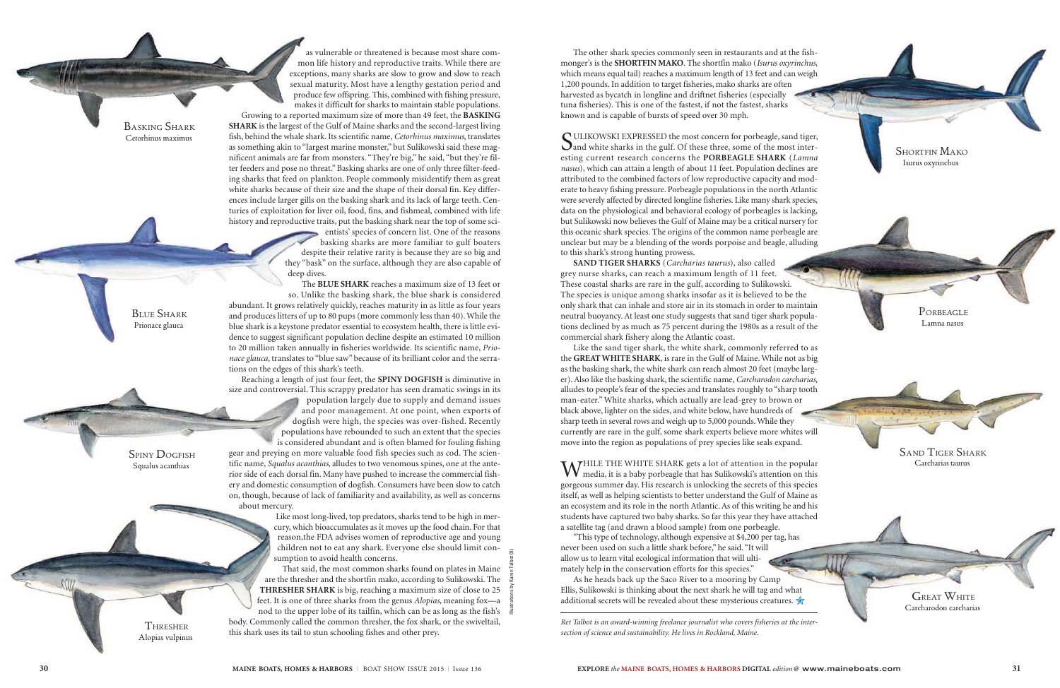as vulnerable or threatened is because most share common life history and reproductive traits. While there are exceptions, many sharks are slow to grow and slow to reach sexual maturity. Most have a lengthy gestation period and produce few offspring. This, combined with fishing pressure, makes it difficult for sharks to maintain stable populations.

Growing to a reported maximum size of more than 49 feet, the **BASKING SHARK** is the largest of the Gulf of Maine sharks and the second-largest living fish, behind the whale shark. Its scientific name, *Cetorhinus maximus*, translates as something akin to "largest marine monster," but Sulikowski said these magnificent animals are far from monsters. "They're big," he said, "but they're filter feeders and pose no threat." Basking sharks are one of only three filter-feeding sharks that feed on plankton. People commonly misidentify them as great white sharks because of their size and the shape of their dorsal fin. Key differences include larger gills on the basking shark and its lack of large teeth. Centuries of exploitation for liver oil, food, fins, and fishmeal, combined with life history and reproductive traits, put the basking shark near the top of some scientists' species of concern list. One of the reasons basking sharks are more familiar to gulf boaters despite their relative rarity is because they are so big and they "bask" on the surface, although they are also capable of deep dives.

The **BLUE SHARK** reaches a maximum size of 13 feet or so. Unlike the basking shark, the blue shark is considered abundant. It grows relatively quickly, reaches maturity in as little as four years and produces litters of up to 80 pups (more commonly less than 40). While the blue shark is a keystone predator essential to ecosystem health, there is little evidence to suggest significant population decline despite an estimated 10 million to 20 million taken annually in fisheries worldwide. Its scientific name, *Prionace glauca*, translates to "blue saw" because of its brilliant color and the serrations on the edges of this shark's teeth.

Reaching a length of just four feet, the **SPINY DOGFISH** is diminutive in size and controversial. This scrappy predator has seen dramatic swings in its population largely due to supply and demand issues and poor management. At one point, when exports of dogfish were high, the species was over-fished. Recently populations have rebounded to such an extent that the species is considered abundant and is often blamed for fouling fishing gear and preying on more valuable food fish species such as cod. The scientific name, *Squalus acanthias*, alludes to two venomous spines, one at the anterior side of each dorsal fin. Many have pushed to increase the commercial fishery and domestic consumption of dogfish. Consumers have been slow to catch on, though, because of lack of familiarity and availability, as well as concerns about mercury.

Like most long-lived, top predators, sharks tend to be high in mercury, which bioaccumulates as it moves up the food chain. For that reason,the FDA advises women of reproductive age and young children not to eat any shark. Everyone else should limit consumption to avoid health concerns.

That said, the most common sharks found on plates in Maine are the thresher and the shortfin mako, according to Sulikowski. The **THRESHER SHARK** is big, reaching a maximum size of close to 25 feet. It is one of three sharks from the genus *Alopias*, meaning fox—a nod to the upper lobe of its tailfin, which can be as long as the fish's body. Commonly called the common thresher, the fox shark, or the swiveltail, this shark uses its tail to stun schooling fishes and other prey.

Basking Shark
*Cetorhinus maximus*

Blue Shark
*Prionace glauca*

Spiny Dogfish
*Squalus acanthias*

Thresher
*Alopias vulpinus*

Illustrations by Karen Talbot (8)

The other shark species commonly seen in restaurants and at the fishmonger's is the **SHORTFIN MAKO**. The shortfin mako (*Isurus oxyrinchus*, which means equal tail) reaches a maximum length of 13 feet and can weigh 1,200 pounds. In addition to target fisheries, mako sharks are often harvested as bycatch in longline and driftnet fisheries (especially tuna fisheries). This is one of the fastest, if not the fastest, sharks known and is capable of bursts of speed over 30 mph.

SULIKOWSKI EXPRESSED the most concern for porbeagle, sand tiger, and white sharks in the gulf. Of these three, some of the most interesting current research concerns the **PORBEAGLE SHARK** (*Lamna nasus*), which can attain a length of about 11 feet. Population declines are attributed to the combined factors of low reproductive capacity and moderate to heavy fishing pressure. Porbeagle populations in the north Atlantic were severely affected by directed longline fisheries. Like many shark species, data on the physiological and behavioral ecology of porbeagles is lacking, but Sulikowski now believes the Gulf of Maine may be a critical nursery for this oceanic shark species. The origins of the common name porbeagle are unclear but may be a blending of the words porpoise and beagle, alluding to this shark's strong hunting prowess.

**SAND TIGER SHARKS** (*Carcharias taurus*), also called grey nurse sharks, can reach a maximum length of 11 feet. These coastal sharks are rare in the gulf, according to Sulikowski. The species is unique among sharks insofar as it is believed to be the only shark that can inhale and store air in its stomach in order to maintain neutral buoyancy. At least one study suggests that sand tiger shark populations declined by as much as 75 percent during the 1980s as a result of the commercial shark fishery along the Atlantic coast.

Like the sand tiger shark, the white shark, commonly referred to as the **GREAT WHITE SHARK**, is rare in the Gulf of Maine. While not as big as the basking shark, the white shark can reach almost 20 feet (maybe larger). Also like the basking shark, the scientific name, *Carcharodon carcharias*, alludes to people's fear of the species and translates roughly to "sharp tooth man-eater." White sharks, which actually are lead-grey to brown or black above, lighter on the sides, and white below, have hundreds of sharp teeth in several rows and weigh up to 5,000 pounds. While they currently are rare in the gulf, some shark experts believe more whites will move into the region as populations of prey species like seals expand.

WHILE THE WHITE SHARK gets a lot of attention in the popular media, it is a baby porbeagle that has Sulikowski's attention on this gorgeous summer day. His research is unlocking the secrets of this species itself, as well as helping scientists to better understand the Gulf of Maine as an ecosystem and its role in the north Atlantic. As of this writing he and his students have captured two baby sharks. So far this year they have attached a satellite tag (and drawn a blood sample) from one porbeagle.

"This type of technology, although expensive at $4,200 per tag, has never been used on such a little shark before," he said. "It will allow us to learn vital ecological information that will ultimately help in the conservation efforts for this species."

As he heads back up the Saco River to a mooring by Camp Ellis, Sulikowski is thinking about the next shark he will tag and what additional secrets will be revealed about these mysterious creatures.

*Ret Talbot is an award-winning freelance journalist who covers fisheries at the intersection of science and sustainability. He lives in Rockland, Maine.*

Shortfin Mako
*Isurus oxyrinchus*

Porbeagle
*Lamna nasus*

Sand Tiger Shark
*Carcharias taurus*

Great White
*Carcharodon carcharias*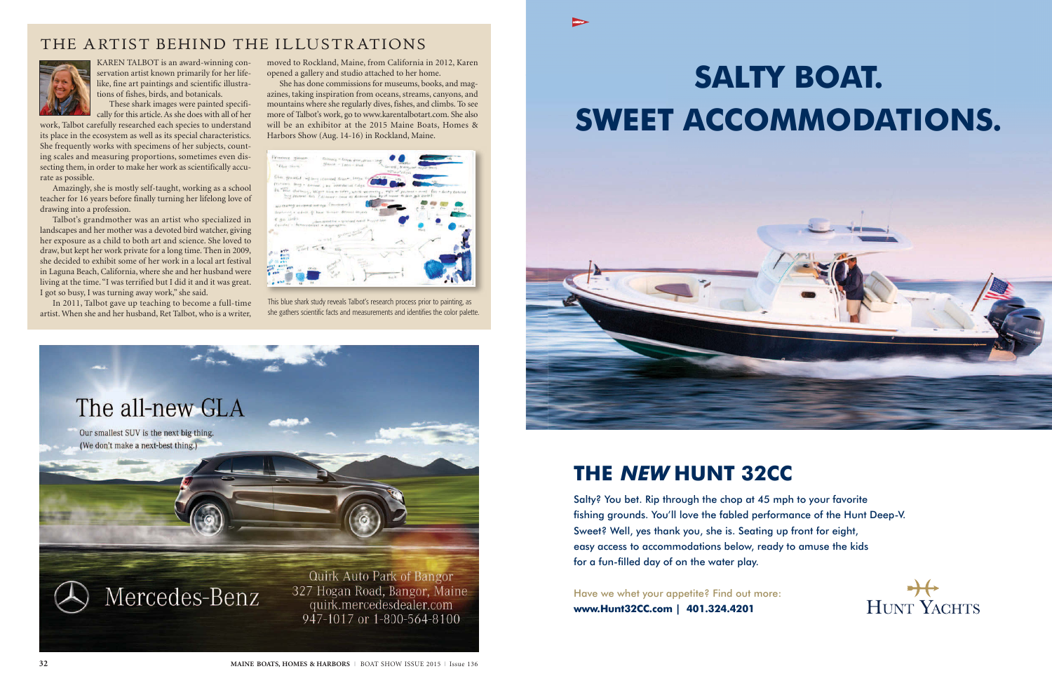## THE ARTIST BEHIND THE ILLUSTRATIONS

KAREN TALBOT is an award-winning conservation artist known primarily for her lifelike, fine art paintings and scientific illustrations of fishes, birds, and botanicals.

These shark images were painted specifically for this article. As she does with all of her work, Talbot carefully researched each species to understand its place in the ecosystem as well as its special characteristics. She frequently works with specimens of her subjects, counting scales and measuring proportions, sometimes even dissecting them, in order to make her work as scientifically accurate as possible.

Amazingly, she is mostly self-taught, working as a school teacher for 16 years before finally turning her lifelong love of drawing into a profession.

Talbot's grandmother was an artist who specialized in landscapes and her mother was a devoted bird watcher, giving her exposure as a child to both art and science. She loved to draw, but kept her work private for a long time. Then in 2009, she decided to exhibit some of her work in a local art festival in Laguna Beach, California, where she and her husband were living at the time. "I was terrified but I did it and it was great. I got so busy, I was turning away work," she said.

In 2011, Talbot gave up teaching to become a full-time artist. When she and her husband, Ret Talbot, who is a writer, moved to Rockland, Maine, from California in 2012, Karen opened a gallery and studio attached to her home.

She has done commissions for museums, books, and magazines, taking inspiration from oceans, streams, canyons, and mountains where she regularly dives, fishes, and climbs. To see more of Talbot's work, go to www.karentalbotart.com. She also will be an exhibitor at the 2015 Maine Boats, Homes & Harbors Show (Aug. 14-16) in Rockland, Maine.

This blue shark study reveals Talbot's research process prior to painting, as she gathers scientific facts and measurements and identifies the color palette.

The all-new GLA

Our smallest SUV is the next big thing.
(We don't make a next-best thing.)

Mercedes-Benz

Quirk Auto Park of Bangor
327 Hogan Road, Bangor, Maine
quirk.mercedesdealer.com
947-1017 or 1-800-564-8100

# SALTY BOAT. SWEET ACCOMMODATIONS.

## THE *NEW* HUNT 32CC

Salty? You bet. Rip through the chop at 45 mph to your favorite fishing grounds. You'll love the fabled performance of the Hunt Deep-V. Sweet? Well, yes thank you, she is. Seating up front for eight, easy access to accommodations below, ready to amuse the kids for a fun-filled day of on the water play.

Have we whet your appetite? Find out more:
**www.Hunt32CC.com | 401.324.4201**

HUNT YACHTS